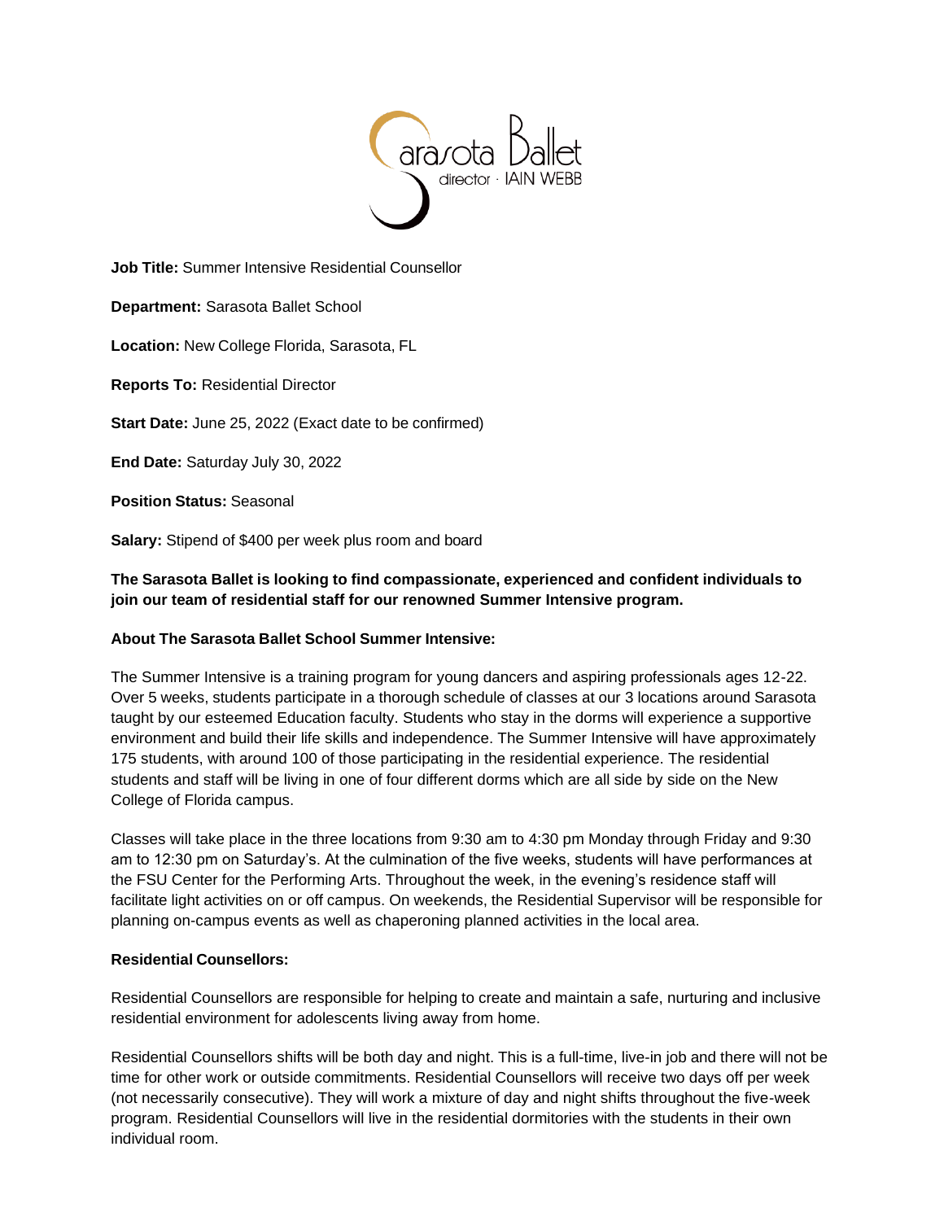Sarasota Ballet
director · IAIN WEBB

**Job Title:** Summer Intensive Residential Counsellor

**Department:** Sarasota Ballet School

**Location:** New College Florida, Sarasota, FL

**Reports To:** Residential Director

**Start Date:** June 25, 2022 (Exact date to be confirmed)

**End Date:** Saturday July 30, 2022

**Position Status:** Seasonal

**Salary:** Stipend of $400 per week plus room and board

**The Sarasota Ballet is looking to find compassionate, experienced and confident individuals to join our team of residential staff for our renowned Summer Intensive program.**

**About The Sarasota Ballet School Summer Intensive:**

The Summer Intensive is a training program for young dancers and aspiring professionals ages 12-22. Over 5 weeks, students participate in a thorough schedule of classes at our 3 locations around Sarasota taught by our esteemed Education faculty. Students who stay in the dorms will experience a supportive environment and build their life skills and independence. The Summer Intensive will have approximately 175 students, with around 100 of those participating in the residential experience. The residential students and staff will be living in one of four different dorms which are all side by side on the New College of Florida campus.

Classes will take place in the three locations from 9:30 am to 4:30 pm Monday through Friday and 9:30 am to 12:30 pm on Saturday's. At the culmination of the five weeks, students will have performances at the FSU Center for the Performing Arts. Throughout the week, in the evening's residence staff will facilitate light activities on or off campus. On weekends, the Residential Supervisor will be responsible for planning on-campus events as well as chaperoning planned activities in the local area.

**Residential Counsellors:**

Residential Counsellors are responsible for helping to create and maintain a safe, nurturing and inclusive residential environment for adolescents living away from home.

Residential Counsellors shifts will be both day and night. This is a full-time, live-in job and there will not be time for other work or outside commitments. Residential Counsellors will receive two days off per week (not necessarily consecutive). They will work a mixture of day and night shifts throughout the five-week program. Residential Counsellors will live in the residential dormitories with the students in their own individual room.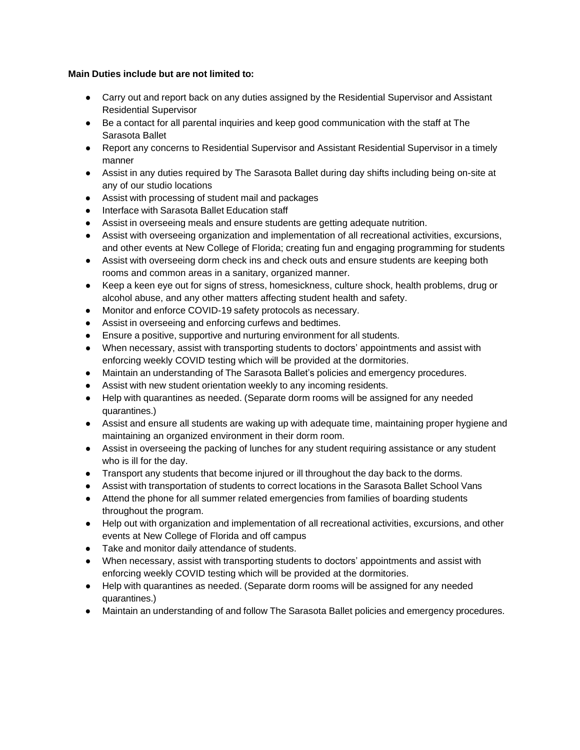**Main Duties include but are not limited to:**

- Carry out and report back on any duties assigned by the Residential Supervisor and Assistant Residential Supervisor
- Be a contact for all parental inquiries and keep good communication with the staff at The Sarasota Ballet
- Report any concerns to Residential Supervisor and Assistant Residential Supervisor in a timely manner
- Assist in any duties required by The Sarasota Ballet during day shifts including being on-site at any of our studio locations
- Assist with processing of student mail and packages
- Interface with Sarasota Ballet Education staff
- Assist in overseeing meals and ensure students are getting adequate nutrition.
- Assist with overseeing organization and implementation of all recreational activities, excursions, and other events at New College of Florida; creating fun and engaging programming for students
- Assist with overseeing dorm check ins and check outs and ensure students are keeping both rooms and common areas in a sanitary, organized manner.
- Keep a keen eye out for signs of stress, homesickness, culture shock, health problems, drug or alcohol abuse, and any other matters affecting student health and safety.
- Monitor and enforce COVID-19 safety protocols as necessary.
- Assist in overseeing and enforcing curfews and bedtimes.
- Ensure a positive, supportive and nurturing environment for all students.
- When necessary, assist with transporting students to doctors' appointments and assist with enforcing weekly COVID testing which will be provided at the dormitories.
- Maintain an understanding of The Sarasota Ballet's policies and emergency procedures.
- Assist with new student orientation weekly to any incoming residents.
- Help with quarantines as needed. (Separate dorm rooms will be assigned for any needed quarantines.)
- Assist and ensure all students are waking up with adequate time, maintaining proper hygiene and maintaining an organized environment in their dorm room.
- Assist in overseeing the packing of lunches for any student requiring assistance or any student who is ill for the day.
- Transport any students that become injured or ill throughout the day back to the dorms.
- Assist with transportation of students to correct locations in the Sarasota Ballet School Vans
- Attend the phone for all summer related emergencies from families of boarding students throughout the program.
- Help out with organization and implementation of all recreational activities, excursions, and other events at New College of Florida and off campus
- Take and monitor daily attendance of students.
- When necessary, assist with transporting students to doctors' appointments and assist with enforcing weekly COVID testing which will be provided at the dormitories.
- Help with quarantines as needed. (Separate dorm rooms will be assigned for any needed quarantines.)
- Maintain an understanding of and follow The Sarasota Ballet policies and emergency procedures.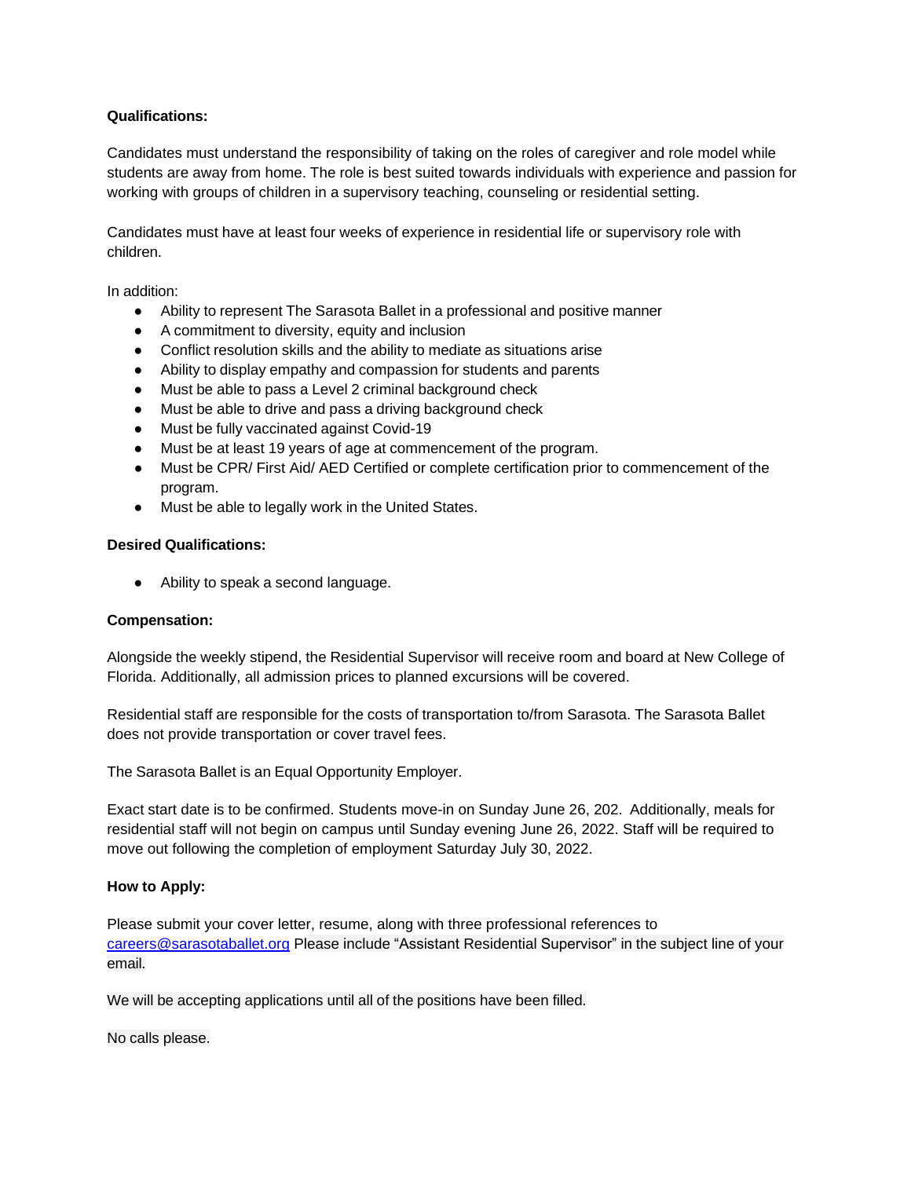**Qualifications:**

Candidates must understand the responsibility of taking on the roles of caregiver and role model while students are away from home. The role is best suited towards individuals with experience and passion for working with groups of children in a supervisory teaching, counseling or residential setting.

Candidates must have at least four weeks of experience in residential life or supervisory role with children.

In addition:

- Ability to represent The Sarasota Ballet in a professional and positive manner
- A commitment to diversity, equity and inclusion
- Conflict resolution skills and the ability to mediate as situations arise
- Ability to display empathy and compassion for students and parents
- Must be able to pass a Level 2 criminal background check
- Must be able to drive and pass a driving background check
- Must be fully vaccinated against Covid-19
- Must be at least 19 years of age at commencement of the program.
- Must be CPR/ First Aid/ AED Certified or complete certification prior to commencement of the program.
- Must be able to legally work in the United States.

**Desired Qualifications:**

- Ability to speak a second language.

**Compensation:**

Alongside the weekly stipend, the Residential Supervisor will receive room and board at New College of Florida. Additionally, all admission prices to planned excursions will be covered.

Residential staff are responsible for the costs of transportation to/from Sarasota. The Sarasota Ballet does not provide transportation or cover travel fees.

The Sarasota Ballet is an Equal Opportunity Employer.

Exact start date is to be confirmed. Students move-in on Sunday June 26, 202. Additionally, meals for residential staff will not begin on campus until Sunday evening June 26, 2022. Staff will be required to move out following the completion of employment Saturday July 30, 2022.

**How to Apply:**

Please submit your cover letter, resume, along with three professional references to careers@sarasotaballet.org Please include "Assistant Residential Supervisor" in the subject line of your email.

We will be accepting applications until all of the positions have been filled.

No calls please.